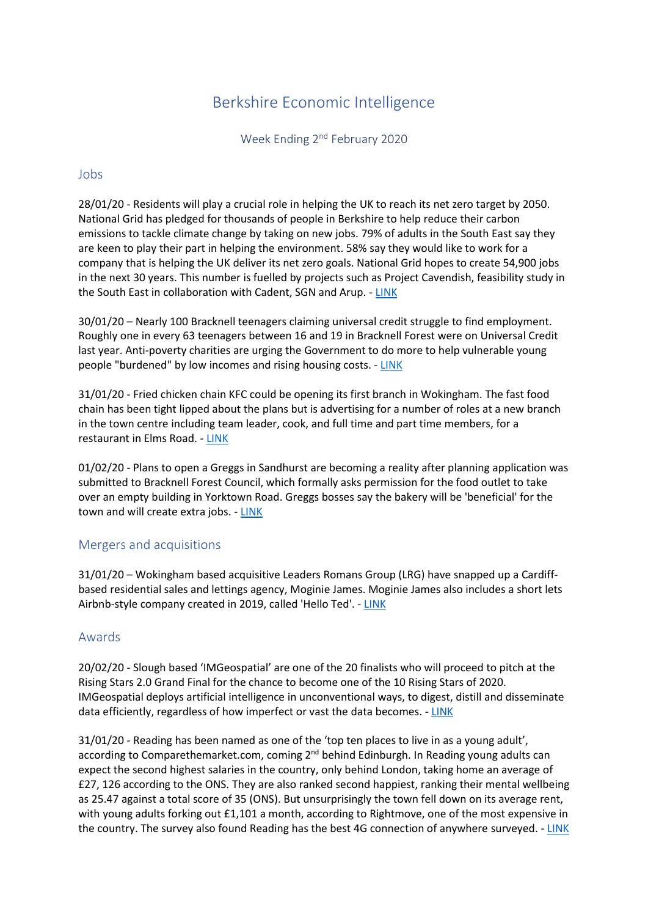# Berkshire Economic Intelligence

Week Ending 2nd February 2020

## Jobs

28/01/20 - Residents will play a crucial role in helping the UK to reach its net zero target by 2050. National Grid has pledged for thousands of people in Berkshire to help reduce their carbon emissions to tackle climate change by taking on new jobs. 79% of adults in the South East say they are keen to play their part in helping the environment. 58% say they would like to work for a company that is helping the UK deliver its net zero goals. National Grid hopes to create 54,900 jobs in the next 30 years. This number is fuelled by projects such as Project Cavendish, feasibility study in the South East in collaboration with Cadent, SGN and Arup. - LINK

30/01/20 – Nearly 100 Bracknell teenagers claiming universal credit struggle to find employment. Roughly one in every 63 teenagers between 16 and 19 in Bracknell Forest were on Universal Credit last year. Anti-poverty charities are urging the Government to do more to help vulnerable young people "burdened" by low incomes and rising housing costs. - LINK

31/01/20 - Fried chicken chain KFC could be opening its first branch in Wokingham. The fast food chain has been tight lipped about the plans but is advertising for a number of roles at a new branch in the town centre including team leader, cook, and full time and part time members, for a restaurant in Elms Road. - LINK

01/02/20 - Plans to open a Greggs in Sandhurst are becoming a reality after planning application was submitted to Bracknell Forest Council, which formally asks permission for the food outlet to take over an empty building in Yorktown Road. Greggs bosses say the bakery will be 'beneficial' for the town and will create extra jobs. - LINK

## Mergers and acquisitions

31/01/20 – Wokingham based acquisitive Leaders Romans Group (LRG) have snapped up a Cardiff-based residential sales and lettings agency, Moginie James. Moginie James also includes a short lets Airbnb-style company created in 2019, called 'Hello Ted'. - LINK

## Awards

20/02/20 - Slough based 'IMGeospatial' are one of the 20 finalists who will proceed to pitch at the Rising Stars 2.0 Grand Final for the chance to become one of the 10 Rising Stars of 2020. IMGeospatial deploys artificial intelligence in unconventional ways, to digest, distill and disseminate data efficiently, regardless of how imperfect or vast the data becomes. - LINK

31/01/20 - Reading has been named as one of the 'top ten places to live in as a young adult', according to Comparethemarket.com, coming 2nd behind Edinburgh. In Reading young adults can expect the second highest salaries in the country, only behind London, taking home an average of £27, 126 according to the ONS. They are also ranked second happiest, ranking their mental wellbeing as 25.47 against a total score of 35 (ONS). But unsurprisingly the town fell down on its average rent, with young adults forking out £1,101 a month, according to Rightmove, one of the most expensive in the country. The survey also found Reading has the best 4G connection of anywhere surveyed. - LINK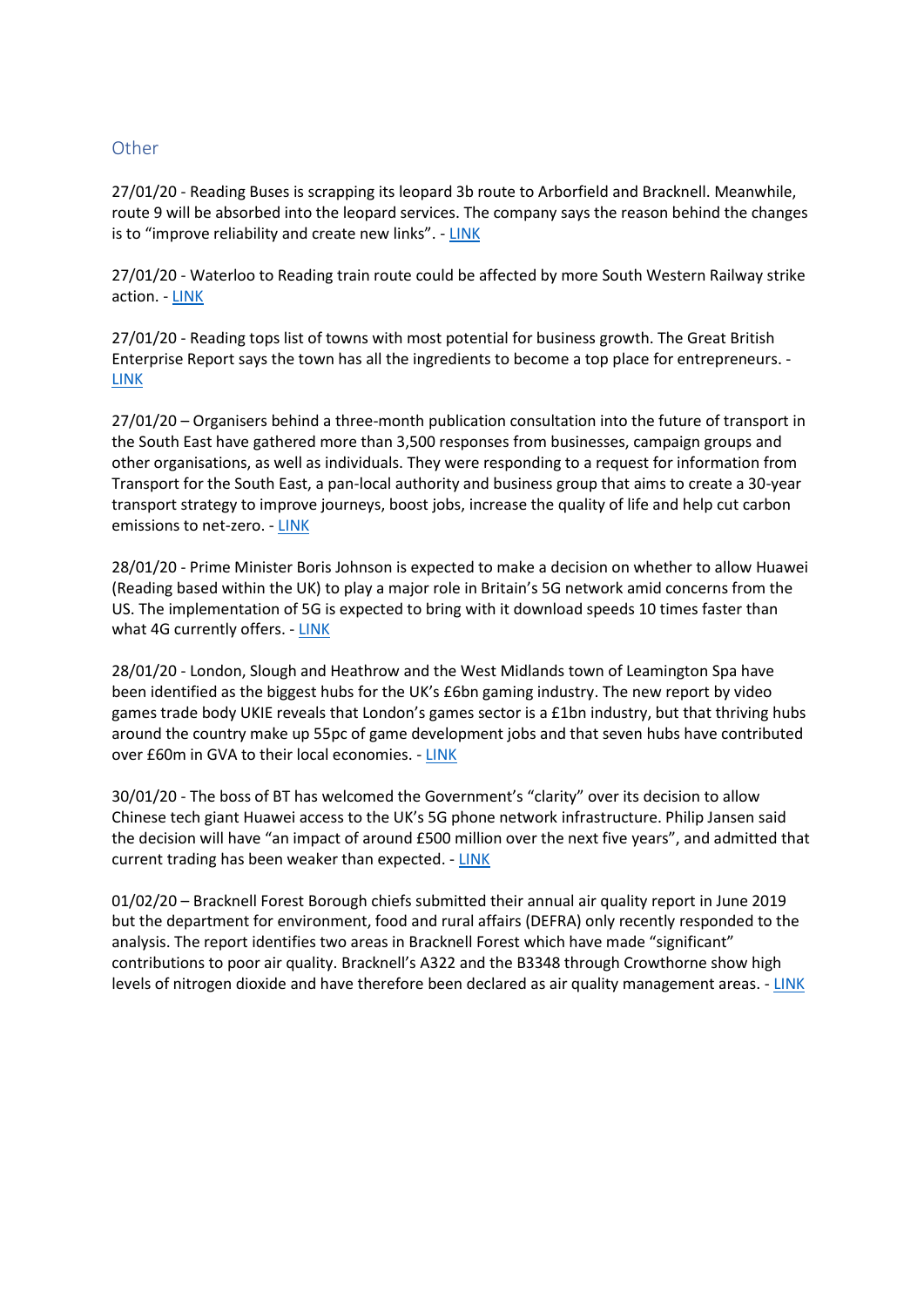## Other

27/01/20 - Reading Buses is scrapping its leopard 3b route to Arborfield and Bracknell. Meanwhile, route 9 will be absorbed into the leopard services. The company says the reason behind the changes is to "improve reliability and create new links". - LINK

27/01/20 - Waterloo to Reading train route could be affected by more South Western Railway strike action. - LINK

27/01/20 - Reading tops list of towns with most potential for business growth. The Great British Enterprise Report says the town has all the ingredients to become a top place for entrepreneurs. - LINK

27/01/20 – Organisers behind a three-month publication consultation into the future of transport in the South East have gathered more than 3,500 responses from businesses, campaign groups and other organisations, as well as individuals. They were responding to a request for information from Transport for the South East, a pan-local authority and business group that aims to create a 30-year transport strategy to improve journeys, boost jobs, increase the quality of life and help cut carbon emissions to net-zero. - LINK

28/01/20 - Prime Minister Boris Johnson is expected to make a decision on whether to allow Huawei (Reading based within the UK) to play a major role in Britain's 5G network amid concerns from the US. The implementation of 5G is expected to bring with it download speeds 10 times faster than what 4G currently offers. - LINK

28/01/20 - London, Slough and Heathrow and the West Midlands town of Leamington Spa have been identified as the biggest hubs for the UK's £6bn gaming industry. The new report by video games trade body UKIE reveals that London's games sector is a £1bn industry, but that thriving hubs around the country make up 55pc of game development jobs and that seven hubs have contributed over £60m in GVA to their local economies. - LINK

30/01/20 - The boss of BT has welcomed the Government's "clarity" over its decision to allow Chinese tech giant Huawei access to the UK's 5G phone network infrastructure. Philip Jansen said the decision will have "an impact of around £500 million over the next five years", and admitted that current trading has been weaker than expected. - LINK

01/02/20 – Bracknell Forest Borough chiefs submitted their annual air quality report in June 2019 but the department for environment, food and rural affairs (DEFRA) only recently responded to the analysis. The report identifies two areas in Bracknell Forest which have made "significant" contributions to poor air quality. Bracknell's A322 and the B3348 through Crowthorne show high levels of nitrogen dioxide and have therefore been declared as air quality management areas. - LINK